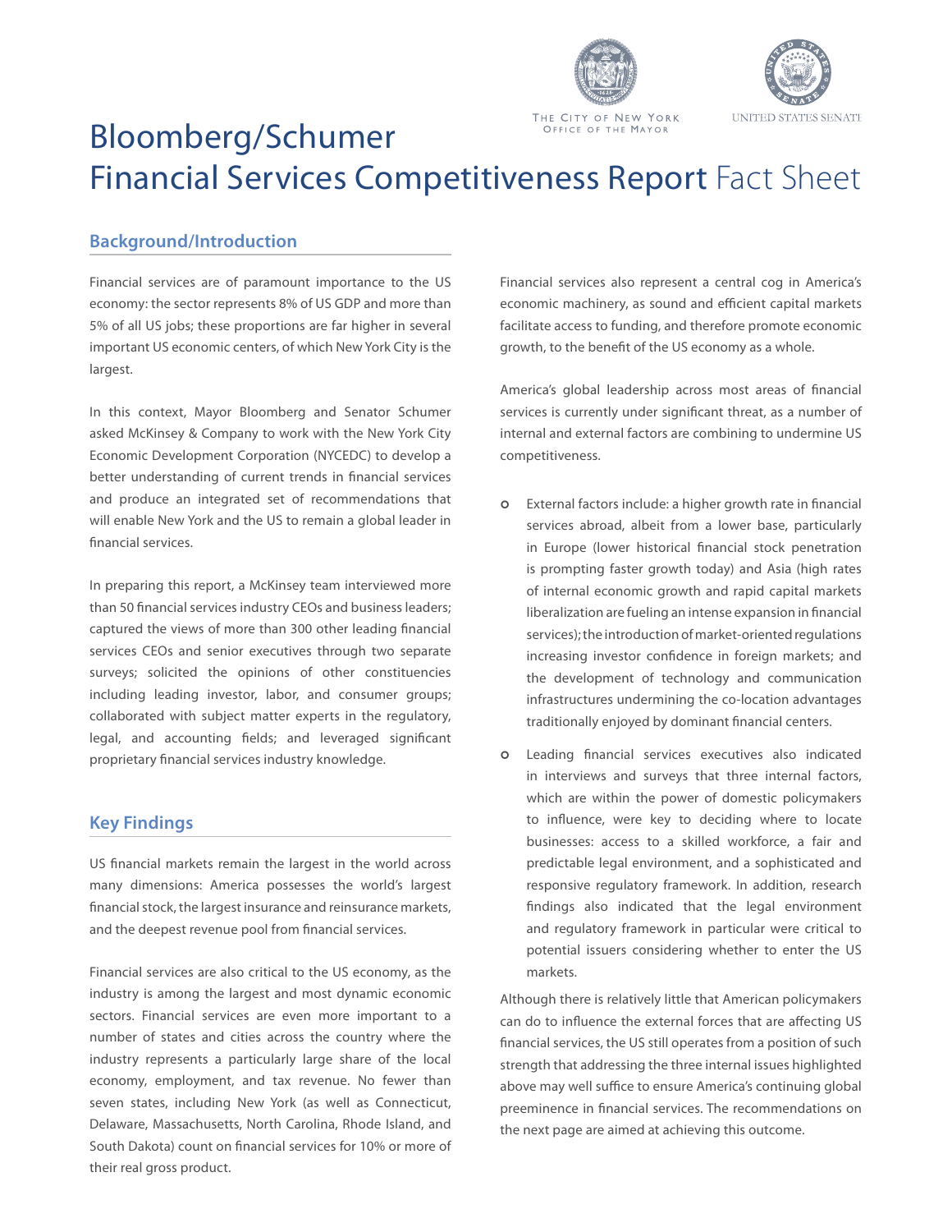The City of New York
Office of the Mayor

United States Senate

# Bloomberg/Schumer Financial Services Competitiveness Report Fact Sheet

## Background/Introduction

Financial services are of paramount importance to the US economy: the sector represents 8% of US GDP and more than 5% of all US jobs; these proportions are far higher in several important US economic centers, of which New York City is the largest.

In this context, Mayor Bloomberg and Senator Schumer asked McKinsey & Company to work with the New York City Economic Development Corporation (NYCEDC) to develop a better understanding of current trends in financial services and produce an integrated set of recommendations that will enable New York and the US to remain a global leader in financial services.

In preparing this report, a McKinsey team interviewed more than 50 financial services industry CEOs and business leaders; captured the views of more than 300 other leading financial services CEOs and senior executives through two separate surveys; solicited the opinions of other constituencies including leading investor, labor, and consumer groups; collaborated with subject matter experts in the regulatory, legal, and accounting fields; and leveraged significant proprietary financial services industry knowledge.

## Key Findings

US financial markets remain the largest in the world across many dimensions: America possesses the world's largest financial stock, the largest insurance and reinsurance markets, and the deepest revenue pool from financial services.

Financial services are also critical to the US economy, as the industry is among the largest and most dynamic economic sectors. Financial services are even more important to a number of states and cities across the country where the industry represents a particularly large share of the local economy, employment, and tax revenue. No fewer than seven states, including New York (as well as Connecticut, Delaware, Massachusetts, North Carolina, Rhode Island, and South Dakota) count on financial services for 10% or more of their real gross product.

Financial services also represent a central cog in America's economic machinery, as sound and efficient capital markets facilitate access to funding, and therefore promote economic growth, to the benefit of the US economy as a whole.

America's global leadership across most areas of financial services is currently under significant threat, as a number of internal and external factors are combining to undermine US competitiveness.

- External factors include: a higher growth rate in financial services abroad, albeit from a lower base, particularly in Europe (lower historical financial stock penetration is prompting faster growth today) and Asia (high rates of internal economic growth and rapid capital markets liberalization are fueling an intense expansion in financial services); the introduction of market-oriented regulations increasing investor confidence in foreign markets; and the development of technology and communication infrastructures undermining the co-location advantages traditionally enjoyed by dominant financial centers.
- Leading financial services executives also indicated in interviews and surveys that three internal factors, which are within the power of domestic policymakers to influence, were key to deciding where to locate businesses: access to a skilled workforce, a fair and predictable legal environment, and a sophisticated and responsive regulatory framework. In addition, research findings also indicated that the legal environment and regulatory framework in particular were critical to potential issuers considering whether to enter the US markets.

Although there is relatively little that American policymakers can do to influence the external forces that are affecting US financial services, the US still operates from a position of such strength that addressing the three internal issues highlighted above may well suffice to ensure America's continuing global preeminence in financial services. The recommendations on the next page are aimed at achieving this outcome.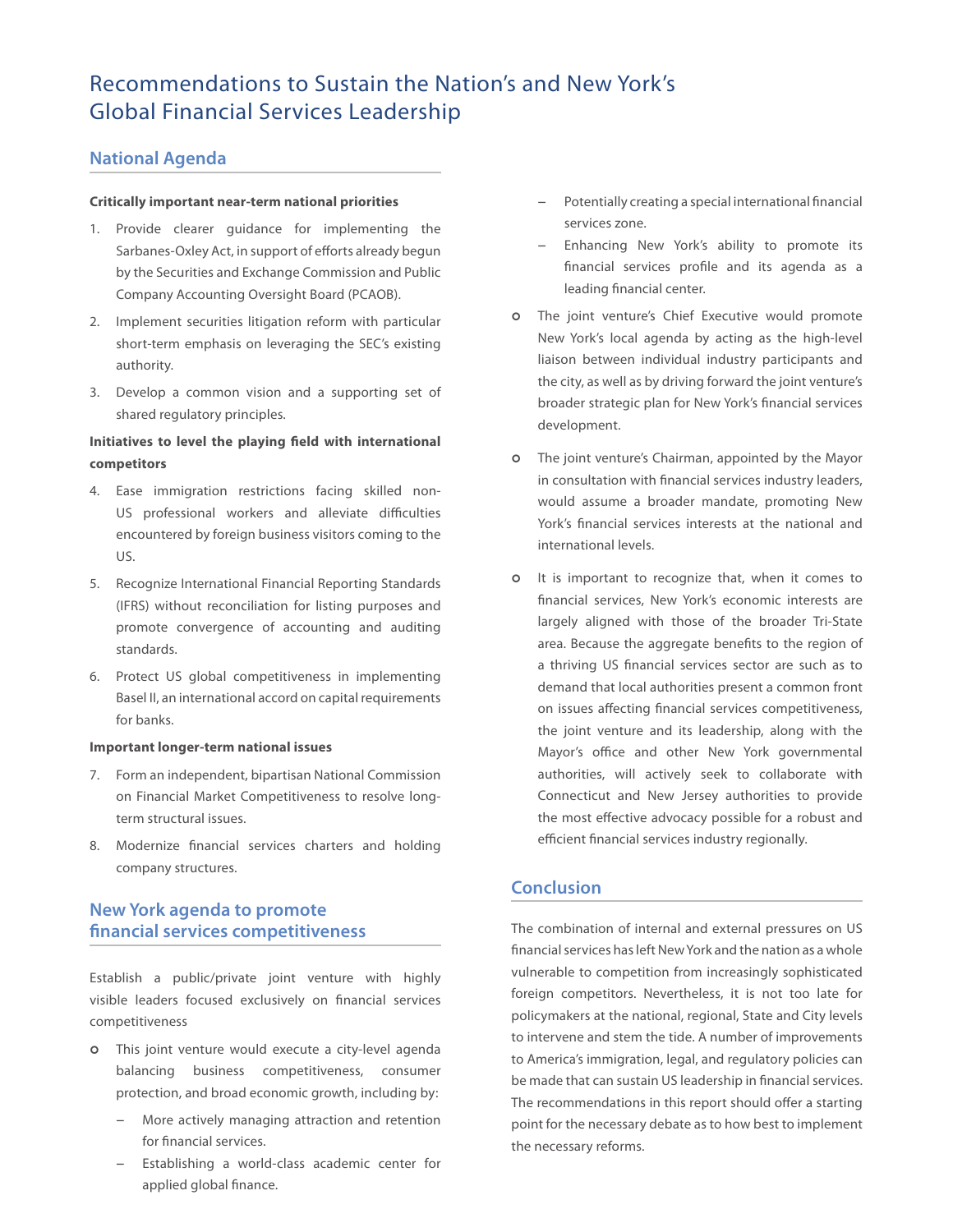# Recommendations to Sustain the Nation's and New York's Global Financial Services Leadership

## National Agenda

**Critically important near-term national priorities**

1. Provide clearer guidance for implementing the Sarbanes-Oxley Act, in support of efforts already begun by the Securities and Exchange Commission and Public Company Accounting Oversight Board (PCAOB).
2. Implement securities litigation reform with particular short-term emphasis on leveraging the SEC's existing authority.
3. Develop a common vision and a supporting set of shared regulatory principles.

**Initiatives to level the playing field with international competitors**

4. Ease immigration restrictions facing skilled non-US professional workers and alleviate difficulties encountered by foreign business visitors coming to the US.
5. Recognize International Financial Reporting Standards (IFRS) without reconciliation for listing purposes and promote convergence of accounting and auditing standards.
6. Protect US global competitiveness in implementing Basel II, an international accord on capital requirements for banks.

**Important longer-term national issues**

7. Form an independent, bipartisan National Commission on Financial Market Competitiveness to resolve long-term structural issues.
8. Modernize financial services charters and holding company structures.

## New York agenda to promote financial services competitiveness

Establish a public/private joint venture with highly visible leaders focused exclusively on financial services competitiveness

- This joint venture would execute a city-level agenda balancing business competitiveness, consumer protection, and broad economic growth, including by:
  - More actively managing attraction and retention for financial services.
  - Establishing a world-class academic center for applied global finance.
  - Potentially creating a special international financial services zone.
  - Enhancing New York's ability to promote its financial services profile and its agenda as a leading financial center.
- The joint venture's Chief Executive would promote New York's local agenda by acting as the high-level liaison between individual industry participants and the city, as well as by driving forward the joint venture's broader strategic plan for New York's financial services development.
- The joint venture's Chairman, appointed by the Mayor in consultation with financial services industry leaders, would assume a broader mandate, promoting New York's financial services interests at the national and international levels.
- It is important to recognize that, when it comes to financial services, New York's economic interests are largely aligned with those of the broader Tri-State area. Because the aggregate benefits to the region of a thriving US financial services sector are such as to demand that local authorities present a common front on issues affecting financial services competitiveness, the joint venture and its leadership, along with the Mayor's office and other New York governmental authorities, will actively seek to collaborate with Connecticut and New Jersey authorities to provide the most effective advocacy possible for a robust and efficient financial services industry regionally.

## Conclusion

The combination of internal and external pressures on US financial services has left New York and the nation as a whole vulnerable to competition from increasingly sophisticated foreign competitors. Nevertheless, it is not too late for policymakers at the national, regional, State and City levels to intervene and stem the tide. A number of improvements to America's immigration, legal, and regulatory policies can be made that can sustain US leadership in financial services. The recommendations in this report should offer a starting point for the necessary debate as to how best to implement the necessary reforms.